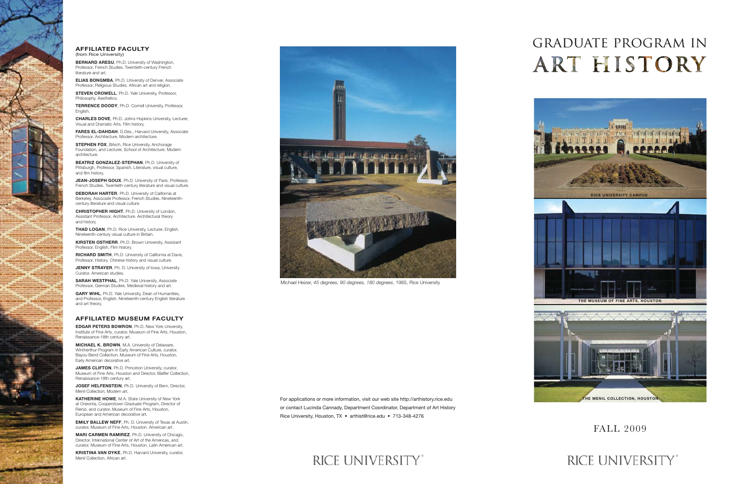## AFFILIATED FACULTY
(from Rice University)

**BERNARD ARESU**, Ph.D. University of Washington, Professor, French Studies. Twentieth-century French literature and art.

**ELIAS BONGMBA**, Ph.D. University of Denver, Associate Professor, Religious Studies. African art and religion.

**STEVEN CROWELL**, Ph.D. Yale University, Professor, Philosophy. Aesthetics.

**TERRENCE DOODY**, Ph.D. Cornell University, Professor, English.

**CHARLES DOVE**, Ph.D. Johns Hopkins University, Lecturer, Visual and Dramatic Arts. Film history.

**FARES EL-DAHDAH**, D.Des., Harvard University, Associate Professor, Architecture. Modern architecture.

**STEPHEN FOX**, BArch, Rice University, Anchorage Foundation, and Lecturer, School of Architecture. Modern architecture.

**BEATRIZ GONZALEZ-STEPHAN**, Ph.D. University of Pittsburgh, Professor, Spanish. Literature, visual culture, and film history.

**JEAN-JOSEPH GOUX**, Ph.D. University of Paris, Professor, French Studies. Twentieth-century literature and visual culture.

**DEBORAH HARTER**, Ph.D. University of California at Berkeley, Associate Professor, French Studies. Nineteenth-century literature and visual culture.

**CHRISTOPHER HIGHT**, Ph.D. University of London, Assistant Professor, Architecture. Architectural theory and history.

**THAD LOGAN**, Ph.D. Rice University, Lecturer, English. Nineteenth-century visual culture in Britain.

**KIRSTEN OSTHERR**, Ph.D. Brown University, Assistant Professor, English. Film history.

**RICHARD SMITH**, Ph.D. University of California at Davis, Professor, History. Chinese history and visual culture.

**JENNY STRAYER**, Ph. D. University of Iowa, University Curator. American studies.

**SARAH WESTPHAL**, Ph.D. Yale University, Associate Professor, German Studies. Medieval history and art.

**GARY WIHL**, Ph.D. Yale University, Dean of Humanities, and Professor, English. Nineteenth-century English literature and art theory.

## AFFILIATED MUSEUM FACULTY

**EDGAR PETERS BOWRON**, Ph.D. New York University, Institute of Fine Arts, curator, Museum of Fine Arts, Houston. Renaissance–18th century art.

**MICHAEL K. BROWN**, M.A. University of Delaware, Wintherthur Program in Early American Culture, curator, Bayou Bend Collection, Museum of Fine Arts, Houston, Early American decorative art.

**JAMES CLIFTON**, Ph.D. Princeton University, curator, Museum of Fine Arts, Houston and Director, Blaffer Collection, Renaissance–18th century art.

**JOSEF HELFENSTEIN**, Ph.D. University of Bern, Director, Menil Collection, Modern art.

**KATHERINE HOWE**, M.A. State University of New York at Oneonta, Cooperstown Graduate Program, Director of Rienzi, and curator, Museum of Fine Arts, Houston, European and American decorative art.

**EMILY BALLEW NEFF**, Ph. D. University of Texas at Austin, curator, Museum of Fine Arts, Houston. American art.

**MARI CARMEN RAMIREZ**, Ph.D. University of Chicago, Director, International Center of Art of the Americas, and curator, Museum of Fine Arts, Houston, Latin American art.

**KRISTINA VAN DYKE**, Ph.D. Harvard University, curator, Menil Collection. African art.

Michael Heizer, *45 degrees, 90 degrees, 180 degrees*, 1985, Rice University

For applications or more information, visit our web site http://arthistory.rice.edu or contact Lucinda Cannady, Department Coordinator, Department of Art History Rice University, Houston, TX • arthist@rice.edu • 713-348-4276

RICE UNIVERSITY

# GRADUATE PROGRAM IN ART HISTORY

RICE UNIVERSITY CAMPUS

THE MUSEUM OF FINE ARTS, HOUSTON

THE MENIL COLLECTION, HOUSTON

FALL 2009

RICE UNIVERSITY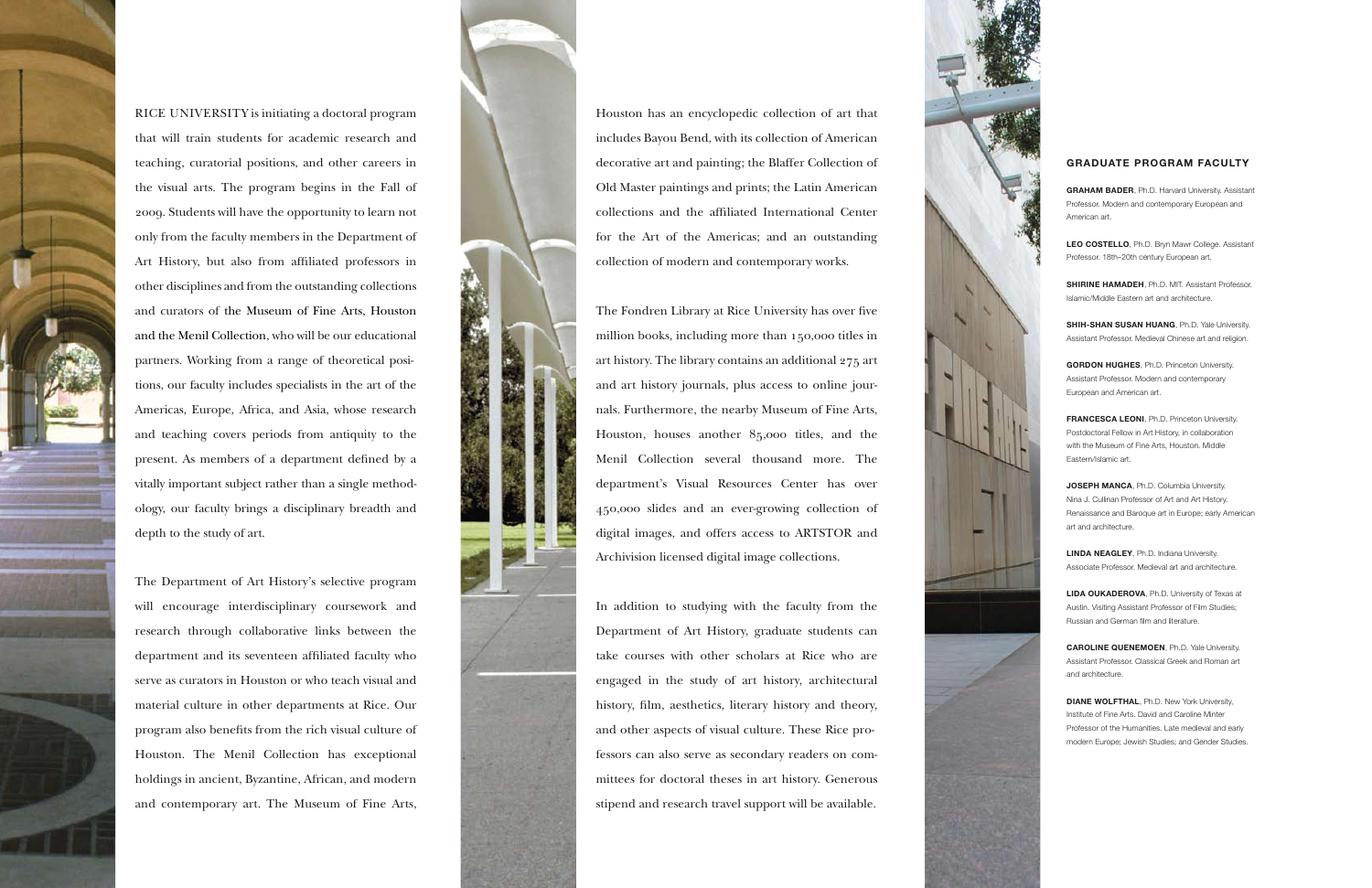RICE UNIVERSITY is initiating a doctoral program that will train students for academic research and teaching, curatorial positions, and other careers in the visual arts. The program begins in the Fall of 2009. Students will have the opportunity to learn not only from the faculty members in the Department of Art History, but also from affiliated professors in other disciplines and from the outstanding collections and curators of the Museum of Fine Arts, Houston and the Menil Collection, who will be our educational partners. Working from a range of theoretical positions, our faculty includes specialists in the art of the Americas, Europe, Africa, and Asia, whose research and teaching covers periods from antiquity to the present. As members of a department defined by a vitally important subject rather than a single methodology, our faculty brings a disciplinary breadth and depth to the study of art.

The Department of Art History's selective program will encourage interdisciplinary coursework and research through collaborative links between the department and its seventeen affiliated faculty who serve as curators in Houston or who teach visual and material culture in other departments at Rice. Our program also benefits from the rich visual culture of Houston. The Menil Collection has exceptional holdings in ancient, Byzantine, African, and modern and contemporary art. The Museum of Fine Arts, Houston has an encyclopedic collection of art that includes Bayou Bend, with its collection of American decorative art and painting; the Blaffer Collection of Old Master paintings and prints; the Latin American collections and the affiliated International Center for the Art of the Americas; and an outstanding collection of modern and contemporary works.

The Fondren Library at Rice University has over five million books, including more than 150,000 titles in art history. The library contains an additional 275 art and art history journals, plus access to online journals. Furthermore, the nearby Museum of Fine Arts, Houston, houses another 85,000 titles, and the Menil Collection several thousand more. The department's Visual Resources Center has over 450,000 slides and an ever-growing collection of digital images, and offers access to ARTSTOR and Archivision licensed digital image collections.

In addition to studying with the faculty from the Department of Art History, graduate students can take courses with other scholars at Rice who are engaged in the study of art history, architectural history, film, aesthetics, literary history and theory, and other aspects of visual culture. These Rice professors can also serve as secondary readers on committees for doctoral theses in art history. Generous stipend and research travel support will be available.

## GRADUATE PROGRAM FACULTY

**GRAHAM BADER**, Ph.D. Harvard University. Assistant Professor. Modern and contemporary European and American art.

**LEO COSTELLO**, Ph.D. Bryn Mawr College. Assistant Professor. 18th–20th century European art.

**SHIRINE HAMADEH**, Ph.D. MIT. Assistant Professor. Islamic/Middle Eastern art and architecture.

**SHIH-SHAN SUSAN HUANG**, Ph.D. Yale University. Assistant Professor. Medieval Chinese art and religion.

**GORDON HUGHES**, Ph.D. Princeton University. Assistant Professor. Modern and contemporary European and American art.

**FRANCESCA LEONI**, Ph.D. Princeton University. Postdoctoral Fellow in Art History, in collaboration with the Museum of Fine Arts, Houston. Middle Eastern/Islamic art.

**JOSEPH MANCA**, Ph.D. Columbia University. Nina J. Cullinan Professor of Art and Art History. Renaissance and Baroque art in Europe; early American art and architecture.

**LINDA NEAGLEY**, Ph.D. Indiana University. Associate Professor. Medieval art and architecture.

**LIDA OUKADEROVA**, Ph.D. University of Texas at Austin. Visiting Assistant Professor of Film Studies; Russian and German film and literature.

**CAROLINE QUENEMOEN**, Ph.D. Yale University. Assistant Professor. Classical Greek and Roman art and architecture.

**DIANE WOLFTHAL**, Ph.D. New York University, Institute of Fine Arts. David and Caroline Minter Professor of the Humanities. Late medieval and early modern Europe; Jewish Studies; and Gender Studies.